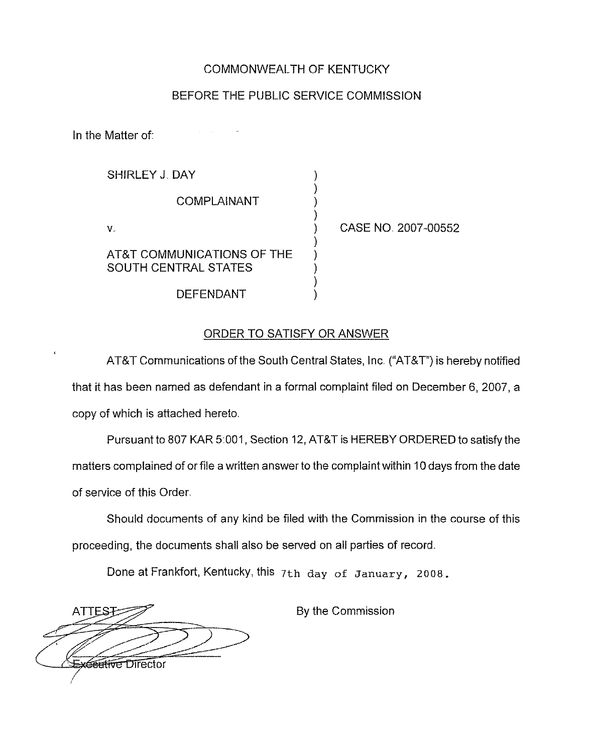COMMONWEALTH OF KENTUCKY

BEFORE THE PUBLIC SERVICE COMMISSION

In the Matter of:

SHIRLEY J. DAY

COMPLAINANT

v.

AT&T COMMUNICATIONS OF THE SOUTH CENTRAL STATES

DEFENDANT

CASE NO. 2007-00552

ORDER TO SATISFY OR ANSWER

AT&T Communications of the South Central States, Inc. ("AT&T") is hereby notified that it has been named as defendant in a formal complaint filed on December 6, 2007, a copy of which is attached hereto.

Pursuant to 807 KAR 5:001, Section 12, AT&T is HEREBY ORDERED to satisfy the matters complained of or file a written answer to the complaint within 10 days from the date of service of this Order.

Should documents of any kind be filed with the Commission in the course of this proceeding, the documents shall also be served on all parties of record.

Done at Frankfort, Kentucky, this 7th day of January, 2008.

By the Commission

ATTEST:

Executive Director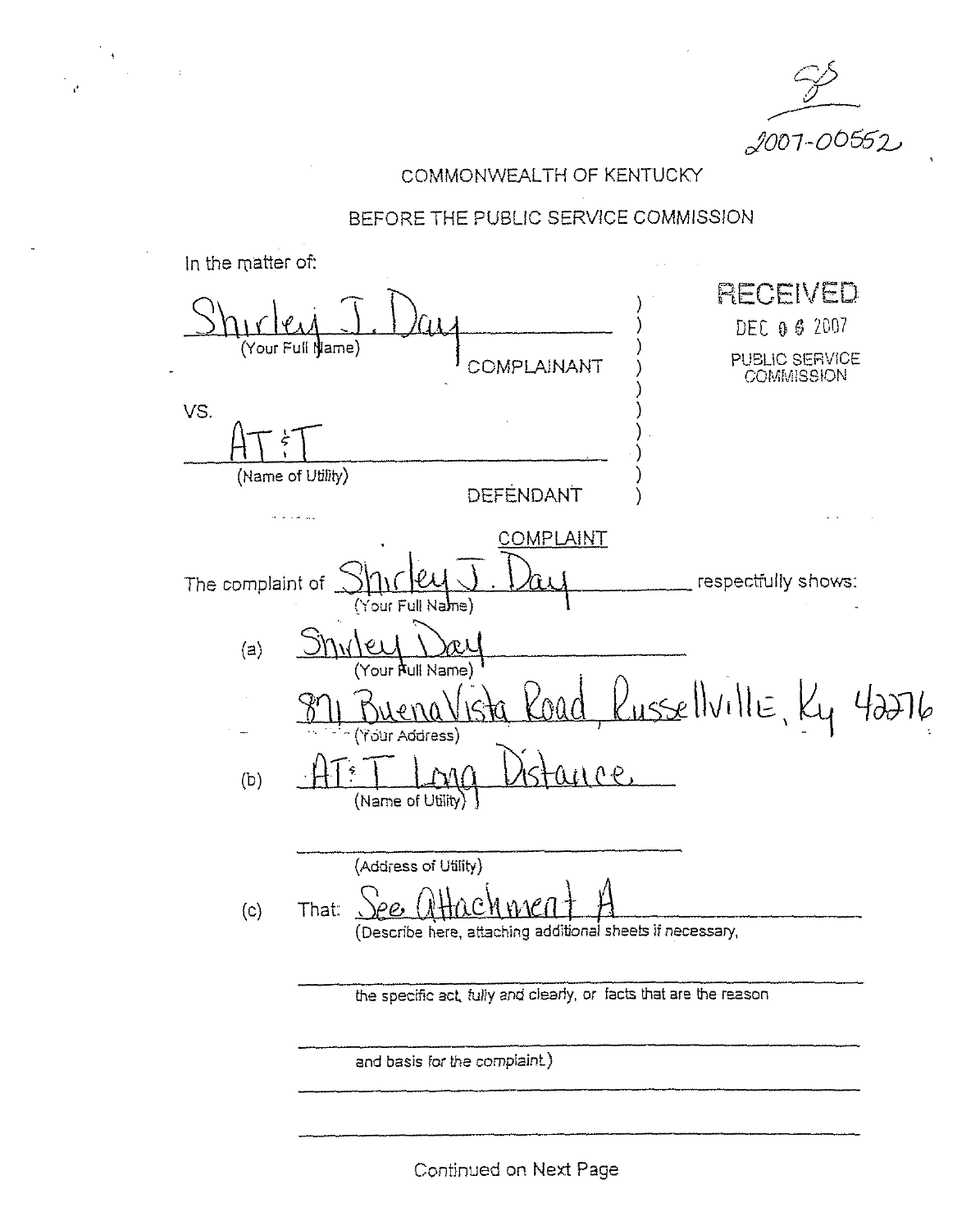SS

2007-00552

COMMONWEALTH OF KENTUCKY

BEFORE THE PUBLIC SERVICE COMMISSION

RECEIVED
DEC 06 2007
PUBLIC SERVICE COMMISSION

In the matter of:

Shirley J. Day
(Your Full Name)

COMPLAINANT

VS.

AT&T
(Name of Utility)

DEFENDANT

## COMPLAINT

The complaint of Shirley J. Day (Your Full Name) respectfully shows:

(a) Shirley Day
(Your Full Name)
871 BuenaVista Road, Russellville, Ky 42276
(Your Address)

(b) AT&T Long Distance.
(Name of Utility)

(Address of Utility)

(c) That: See attachment A
(Describe here, attaching additional sheets if necessary, the specific act, fully and clearly, or facts that are the reason and basis for the complaint.)

Continued on Next Page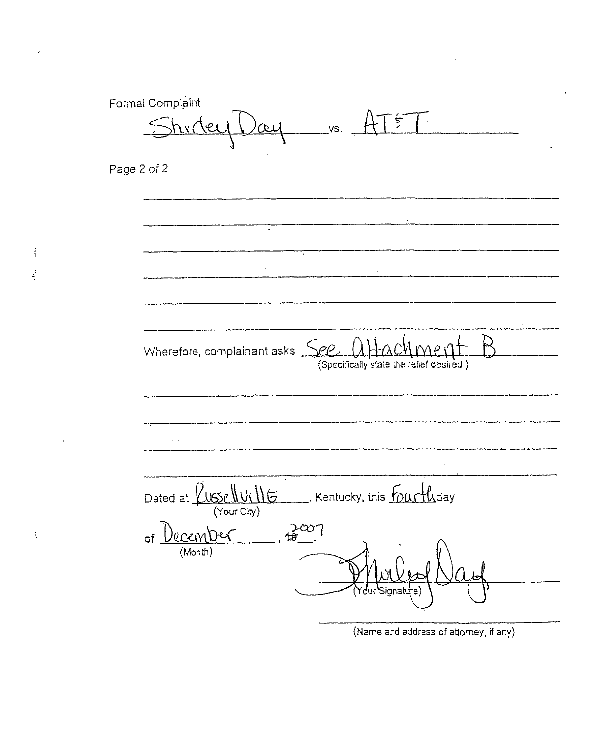Formal Complaint

Shirley Day vs. AT&T

Page 2 of 2

\_\_\_\_\_\_\_\_\_\_\_\_\_\_\_\_\_\_\_\_\_\_\_\_\_\_\_\_\_\_\_\_\_\_\_\_\_\_\_\_\_\_\_\_\_\_\_\_\_\_\_\_\_\_\_\_

\_\_\_\_\_\_\_\_\_\_\_\_\_\_\_\_\_\_\_\_\_\_\_\_\_\_\_\_\_\_\_\_\_\_\_\_\_\_\_\_\_\_\_\_\_\_\_\_\_\_\_\_\_\_\_\_

\_\_\_\_\_\_\_\_\_\_\_\_\_\_\_\_\_\_\_\_\_\_\_\_\_\_\_\_\_\_\_\_\_\_\_\_\_\_\_\_\_\_\_\_\_\_\_\_\_\_\_\_\_\_\_\_

\_\_\_\_\_\_\_\_\_\_\_\_\_\_\_\_\_\_\_\_\_\_\_\_\_\_\_\_\_\_\_\_\_\_\_\_\_\_\_\_\_\_\_\_\_\_\_\_\_\_\_\_\_\_\_\_

\_\_\_\_\_\_\_\_\_\_\_\_\_\_\_\_\_\_\_\_\_\_\_\_\_\_\_\_\_\_\_\_\_\_\_\_\_\_\_\_\_\_\_\_\_\_\_\_\_\_\_\_\_\_\_\_

\_\_\_\_\_\_\_\_\_\_\_\_\_\_\_\_\_\_\_\_\_\_\_\_\_\_\_\_\_\_\_\_\_\_\_\_\_\_\_\_\_\_\_\_\_\_\_\_\_\_\_\_\_\_\_\_

Wherefore, complainant asks See attachment B
(Specifically state the relief desired)

\_\_\_\_\_\_\_\_\_\_\_\_\_\_\_\_\_\_\_\_\_\_\_\_\_\_\_\_\_\_\_\_\_\_\_\_\_\_\_\_\_\_\_\_\_\_\_\_\_\_\_\_\_\_\_\_

\_\_\_\_\_\_\_\_\_\_\_\_\_\_\_\_\_\_\_\_\_\_\_\_\_\_\_\_\_\_\_\_\_\_\_\_\_\_\_\_\_\_\_\_\_\_\_\_\_\_\_\_\_\_\_\_

\_\_\_\_\_\_\_\_\_\_\_\_\_\_\_\_\_\_\_\_\_\_\_\_\_\_\_\_\_\_\_\_\_\_\_\_\_\_\_\_\_\_\_\_\_\_\_\_\_\_\_\_\_\_\_\_

\_\_\_\_\_\_\_\_\_\_\_\_\_\_\_\_\_\_\_\_\_\_\_\_\_\_\_\_\_\_\_\_\_\_\_\_\_\_\_\_\_\_\_\_\_\_\_\_\_\_\_\_\_\_\_\_

Dated at Russellville, Kentucky, this Fourth day
(Your City)

of December, ~~19~~ 2007
(Month)

Shirley Day
(Your Signature)

\_\_\_\_\_\_\_\_\_\_\_\_\_\_\_\_\_\_\_\_\_\_\_\_\_\_\_\_\_\_\_\_
(Name and address of attorney, if any)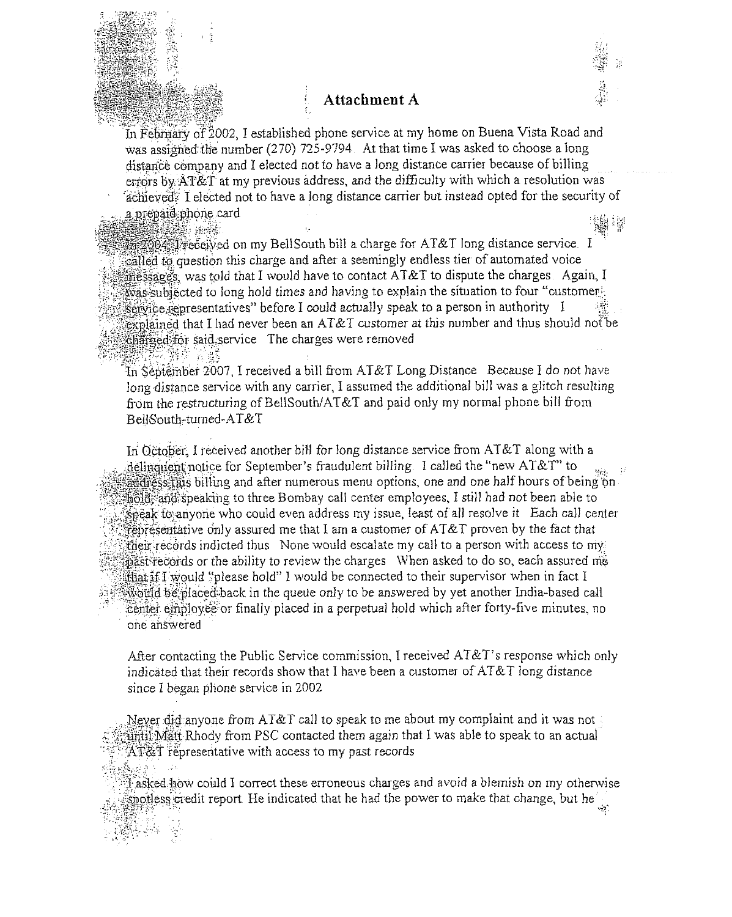# Attachment A

In February of 2002, I established phone service at my home on Buena Vista Road and was assigned the number (270) 725-9794 At that time I was asked to choose a long distance company and I elected not to have a long distance carrier because of billing errors by AT&T at my previous address, and the difficulty with which a resolution was achieved. I elected not to have a long distance carrier but instead opted for the security of a prepaid phone card

In 2004, I received on my BellSouth bill a charge for AT&T long distance service. I called to question this charge and after a seemingly endless tier of automated voice messages, was told that I would have to contact AT&T to dispute the charges. Again, I was subjected to long hold times and having to explain the situation to four "customer service representatives" before I could actually speak to a person in authority I explained that I had never been an AT&T customer at this number and thus should not be charged for said service The charges were removed

In September 2007, I received a bill from AT&T Long Distance Because I do not have long distance service with any carrier, I assumed the additional bill was a glitch resulting from the restructuring of BellSouth/AT&T and paid only my normal phone bill from BellSouth-turned-AT&T

In October, I received another bill for long distance service from AT&T along with a delinquent notice for September's fraudulent billing I called the "new AT&T" to address this billing and after numerous menu options, one and one half hours of being on hold, and speaking to three Bombay call center employees, I still had not been able to speak to anyone who could even address my issue, least of all resolve it Each call center representative only assured me that I am a customer of AT&T proven by the fact that their records indicted thus None would escalate my call to a person with access to my past records or the ability to review the charges When asked to do so, each assured me that if I would "please hold" I would be connected to their supervisor when in fact I would be placed back in the queue only to be answered by yet another India-based call center employee or finally placed in a perpetual hold which after forty-five minutes, no one answered

After contacting the Public Service commission, I received AT&T's response which only indicated that their records show that I have been a customer of AT&T long distance since I began phone service in 2002

Never did anyone from AT&T call to speak to me about my complaint and it was not until Matt Rhody from PSC contacted them again that I was able to speak to an actual AT&T representative with access to my past records

I asked how could I correct these erroneous charges and avoid a blemish on my otherwise spotless credit report He indicated that he had the power to make that change, but he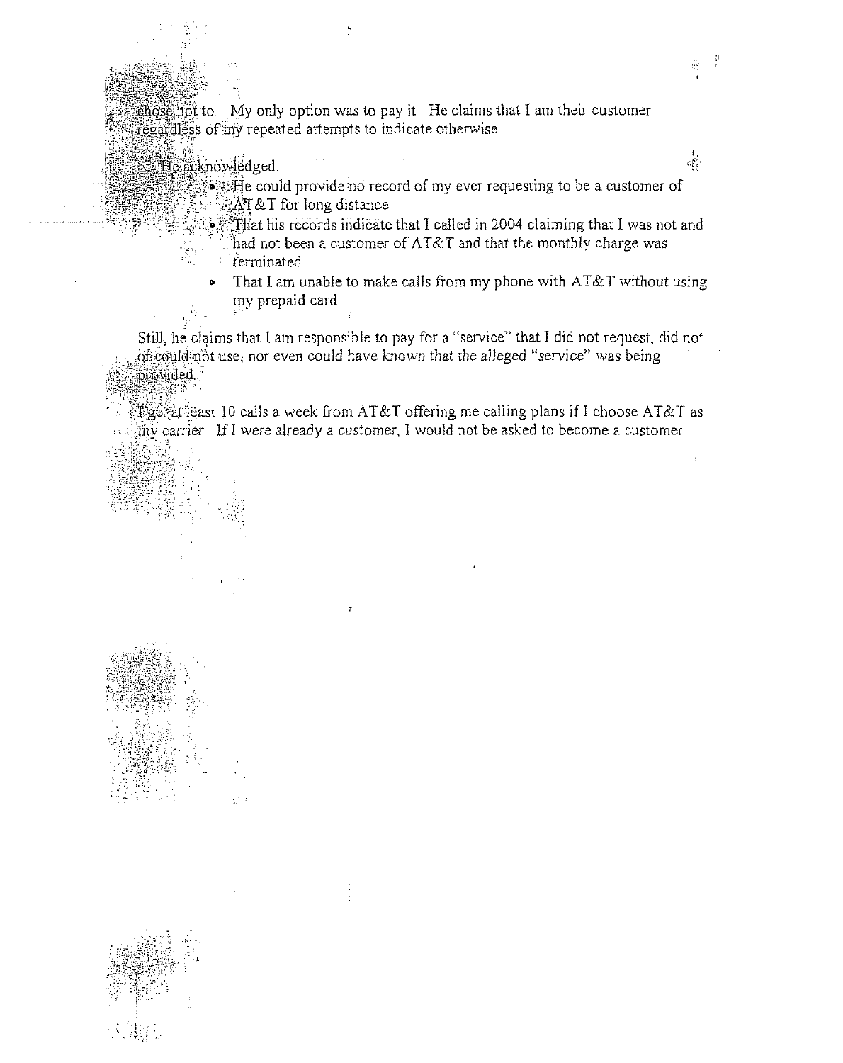chose not to My only option was to pay it He claims that I am their customer regardless of my repeated attempts to indicate otherwise

He acknowledged.

- He could provide no record of my ever requesting to be a customer of AT&T for long distance
- That his records indicate that I called in 2004 claiming that I was not and had not been a customer of AT&T and that the monthly charge was terminated
- That I am unable to make calls from my phone with AT&T without using my prepaid card

Still, he claims that I am responsible to pay for a "service" that I did not request, did not or could not use, nor even could have known that the alleged "service" was being provided.

I get at least 10 calls a week from AT&T offering me calling plans if I choose AT&T as my carrier If I were already a customer, I would not be asked to become a customer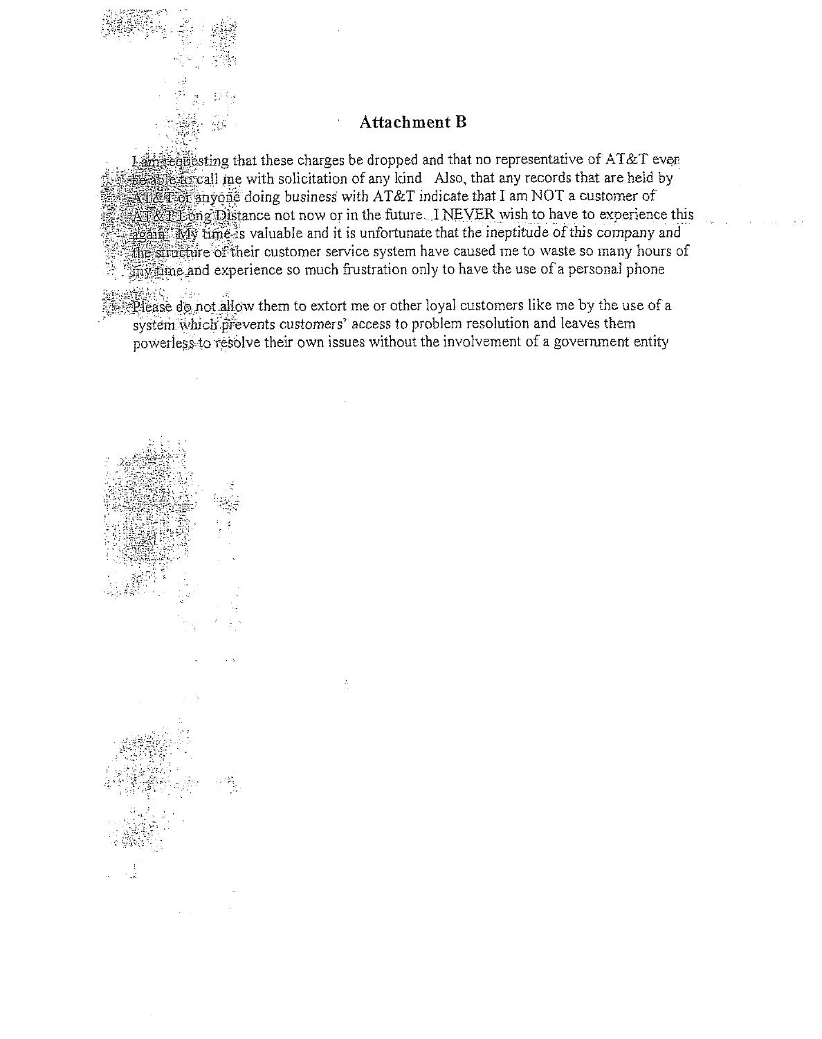# Attachment B

I am requesting that these charges be dropped and that no representative of AT&T ever be able to call me with solicitation of any kind Also, that any records that are held by AT&T or anyone doing business with AT&T indicate that I am NOT a customer of AT&T Long Distance not now or in the future. I NEVER wish to have to experience this again. My time is valuable and it is unfortunate that the ineptitude of this company and the structure of their customer service system have caused me to waste so many hours of my time and experience so much frustration only to have the use of a personal phone

Please do not allow them to extort me or other loyal customers like me by the use of a system which prevents customers' access to problem resolution and leaves them powerless to resolve their own issues without the involvement of a government entity